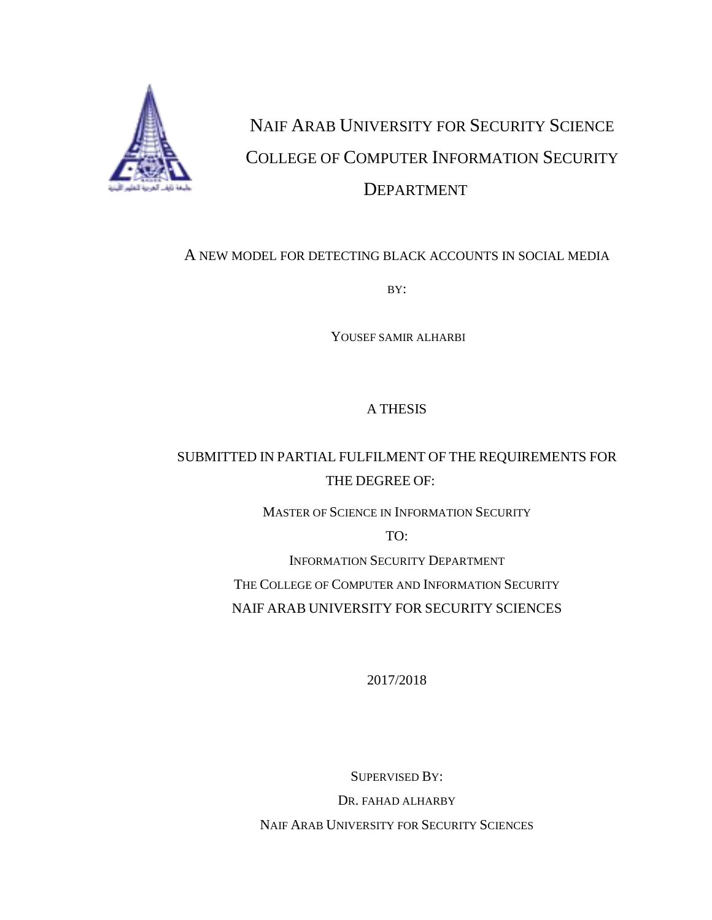NAIF ARAB UNIVERSITY FOR SECURITY SCIENCE

COLLEGE OF COMPUTER INFORMATION SECURITY DEPARTMENT

# A NEW MODEL FOR DETECTING BLACK ACCOUNTS IN SOCIAL MEDIA

BY:

YOUSEF SAMIR ALHARBI

A THESIS

SUBMITTED IN PARTIAL FULFILMENT OF THE REQUIREMENTS FOR THE DEGREE OF:

MASTER OF SCIENCE IN INFORMATION SECURITY

TO:

INFORMATION SECURITY DEPARTMENT

THE COLLEGE OF COMPUTER AND INFORMATION SECURITY

NAIF ARAB UNIVERSITY FOR SECURITY SCIENCES

2017/2018

SUPERVISED BY:

DR. FAHAD ALHARBY

NAIF ARAB UNIVERSITY FOR SECURITY SCIENCES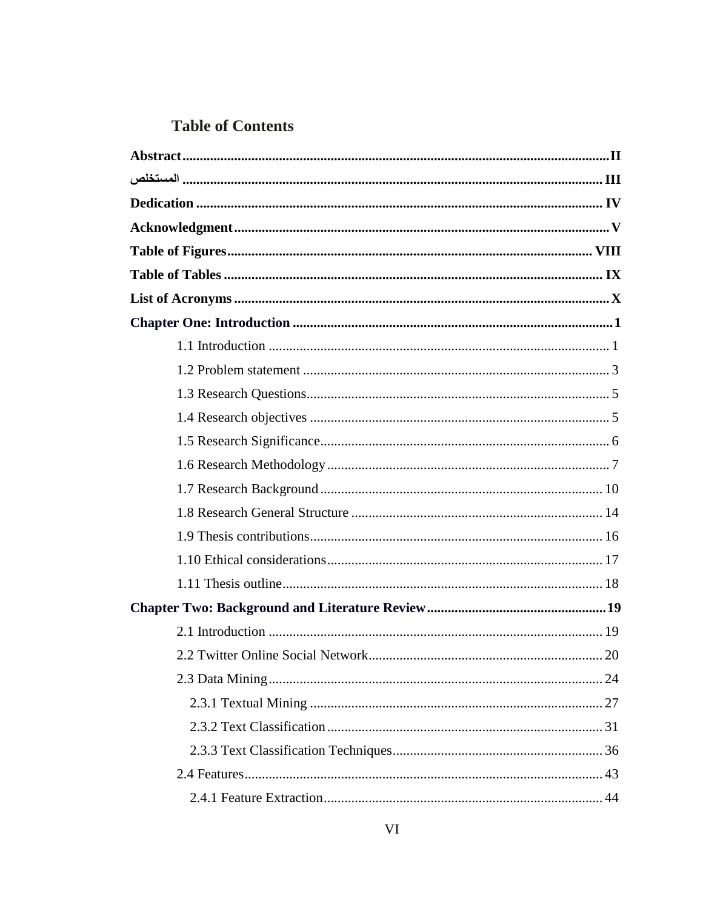## Table of Contents

**Abstract** ...... **II**

**المستخلص** ...... **III**

**Dedication** ...... **IV**

**Acknowledgment** ...... **V**

**Table of Figures** ...... **VIII**

**Table of Tables** ...... **IX**

**List of Acronyms** ...... **X**

**Chapter One: Introduction** ...... **1**

- 1.1 Introduction ...... 1
- 1.2 Problem statement ...... 3
- 1.3 Research Questions ...... 5
- 1.4 Research objectives ...... 5
- 1.5 Research Significance ...... 6
- 1.6 Research Methodology ...... 7
- 1.7 Research Background ...... 10
- 1.8 Research General Structure ...... 14
- 1.9 Thesis contributions ...... 16
- 1.10 Ethical considerations ...... 17
- 1.11 Thesis outline ...... 18

**Chapter Two: Background and Literature Review** ...... **19**

- 2.1 Introduction ...... 19
- 2.2 Twitter Online Social Network ...... 20
- 2.3 Data Mining ...... 24
  - 2.3.1 Textual Mining ...... 27
  - 2.3.2 Text Classification ...... 31
  - 2.3.3 Text Classification Techniques ...... 36
- 2.4 Features ...... 43
  - 2.4.1 Feature Extraction ...... 44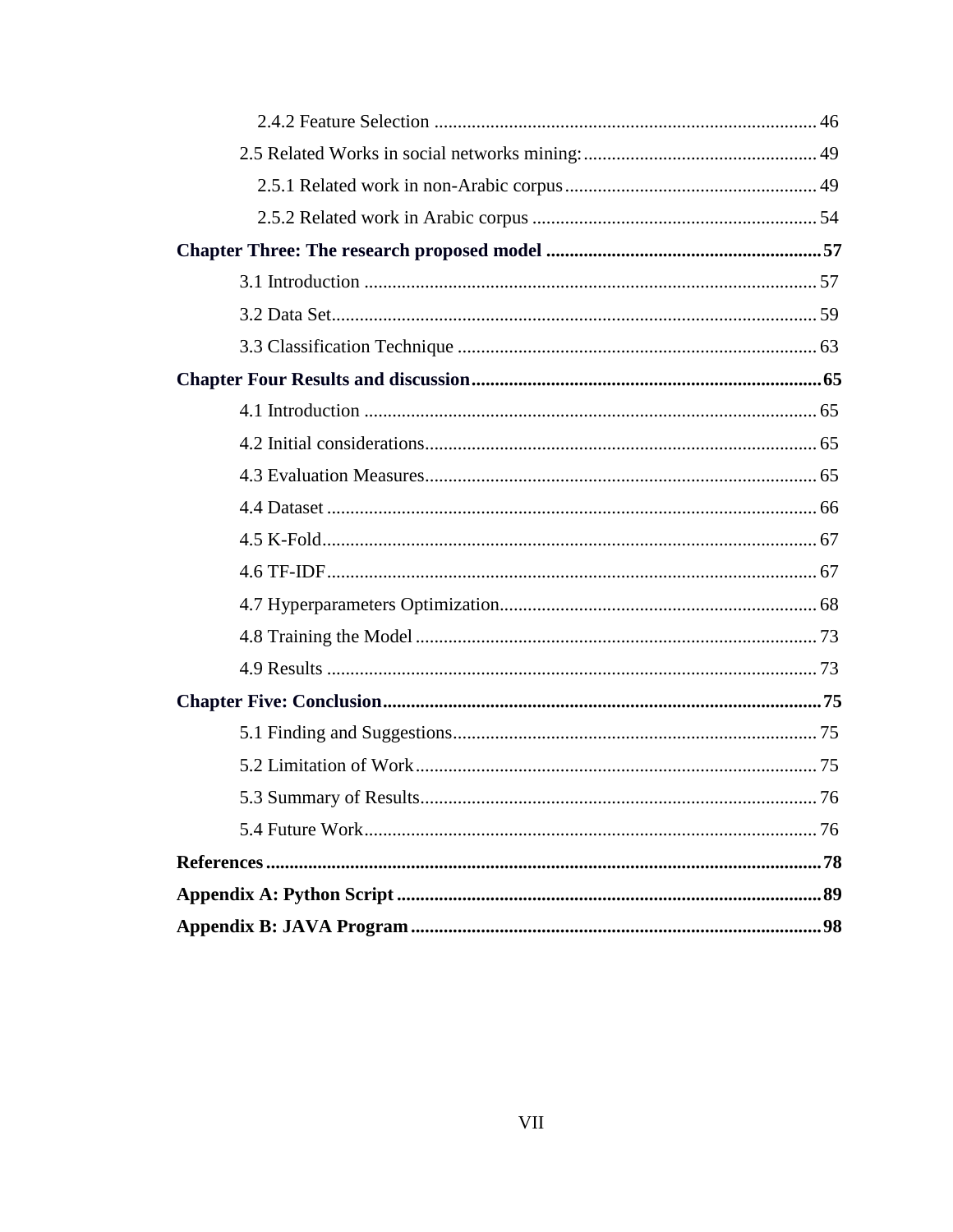2.4.2 Feature Selection ..... 46

2.5 Related Works in social networks mining: ..... 49

2.5.1 Related work in non-Arabic corpus ..... 49

2.5.2 Related work in Arabic corpus ..... 54

**Chapter Three: The research proposed model ..... 57**

3.1 Introduction ..... 57

3.2 Data Set ..... 59

3.3 Classification Technique ..... 63

**Chapter Four Results and discussion ..... 65**

4.1 Introduction ..... 65

4.2 Initial considerations ..... 65

4.3 Evaluation Measures ..... 65

4.4 Dataset ..... 66

4.5 K-Fold ..... 67

4.6 TF-IDF ..... 67

4.7 Hyperparameters Optimization ..... 68

4.8 Training the Model ..... 73

4.9 Results ..... 73

**Chapter Five: Conclusion ..... 75**

5.1 Finding and Suggestions ..... 75

5.2 Limitation of Work ..... 75

5.3 Summary of Results ..... 76

5.4 Future Work ..... 76

**References ..... 78**

**Appendix A: Python Script ..... 89**

**Appendix B: JAVA Program ..... 98**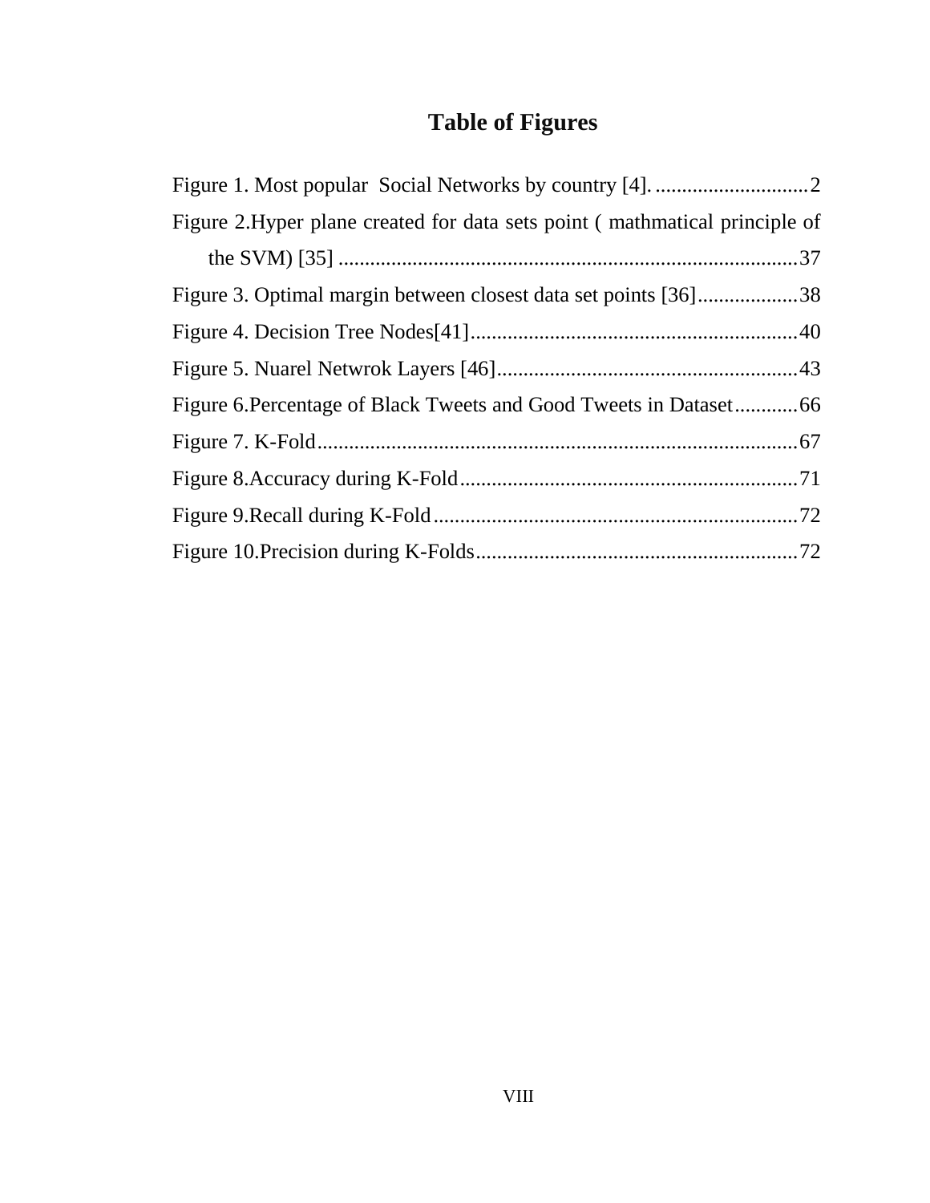# Table of Figures

Figure 1. Most popular  Social Networks by country [4]. .............................2

Figure 2.Hyper plane created for data sets point ( mathmatical principle of the SVM) [35] ......................................................................................37

Figure 3. Optimal margin between closest data set points [36]...................38

Figure 4. Decision Tree Nodes[41]..............................................................40

Figure 5. Nuarel Netwrok Layers [46]..........................................................43

Figure 6.Percentage of Black Tweets and Good Tweets in Dataset............66

Figure 7. K-Fold...........................................................................................67

Figure 8.Accuracy during K-Fold................................................................71

Figure 9.Recall during K-Fold.....................................................................72

Figure 10.Precision during K-Folds.............................................................72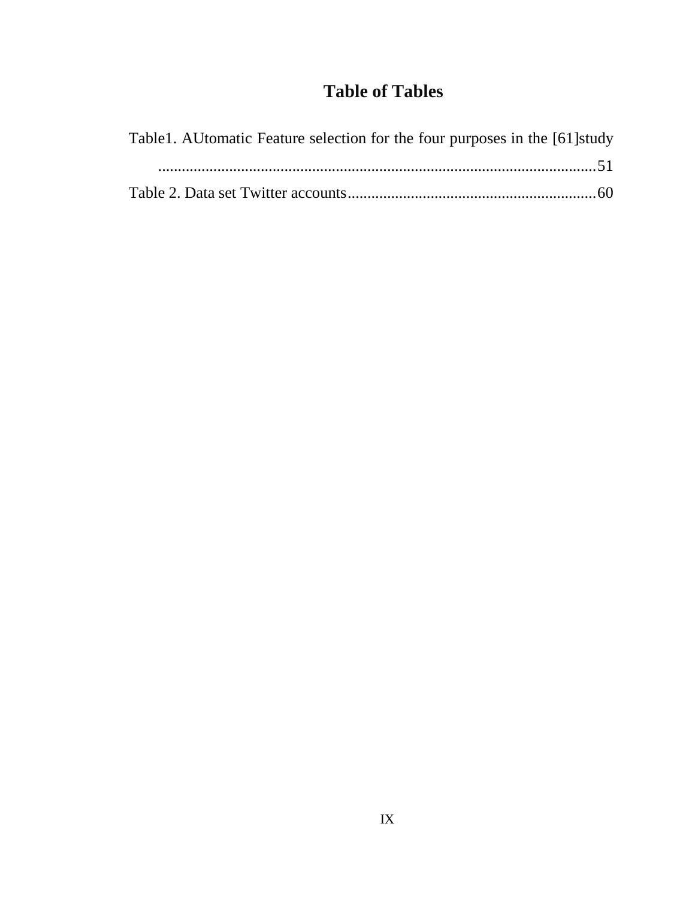# Table of Tables

Table1. AUtomatic Feature selection for the four purposes in the [61]study ..............................................................................................................51

Table 2. Data set Twitter accounts..............................................................60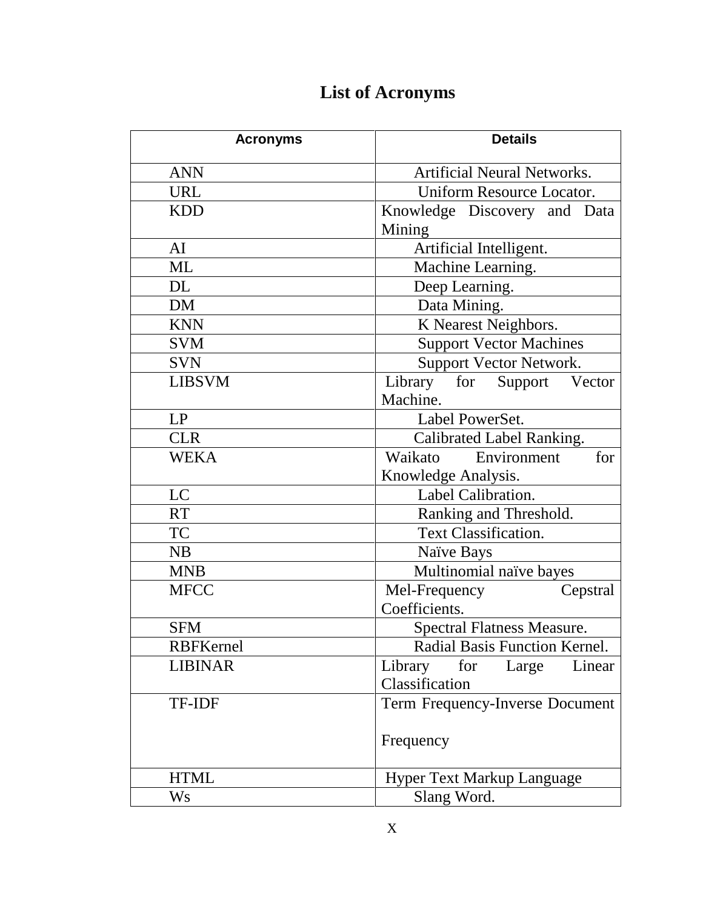# List of Acronyms

| Acronyms | Details |
|---|---|
| ANN | Artificial Neural Networks. |
| URL | Uniform Resource Locator. |
| KDD | Knowledge Discovery and Data Mining |
| AI | Artificial Intelligent. |
| ML | Machine Learning. |
| DL | Deep Learning. |
| DM | Data Mining. |
| KNN | K Nearest Neighbors. |
| SVM | Support Vector Machines |
| SVN | Support Vector Network. |
| LIBSVM | Library for Support Vector Machine. |
| LP | Label PowerSet. |
| CLR | Calibrated Label Ranking. |
| WEKA | Waikato Environment for Knowledge Analysis. |
| LC | Label Calibration. |
| RT | Ranking and Threshold. |
| TC | Text Classification. |
| NB | Naïve Bays |
| MNB | Multinomial naïve bayes |
| MFCC | Mel-Frequency Cepstral Coefficients. |
| SFM | Spectral Flatness Measure. |
| RBFKernel | Radial Basis Function Kernel. |
| LIBINAR | Library for Large Linear Classification |
| TF-IDF | Term Frequency-Inverse Document Frequency |
| HTML | Hyper Text Markup Language |
| Ws | Slang Word. |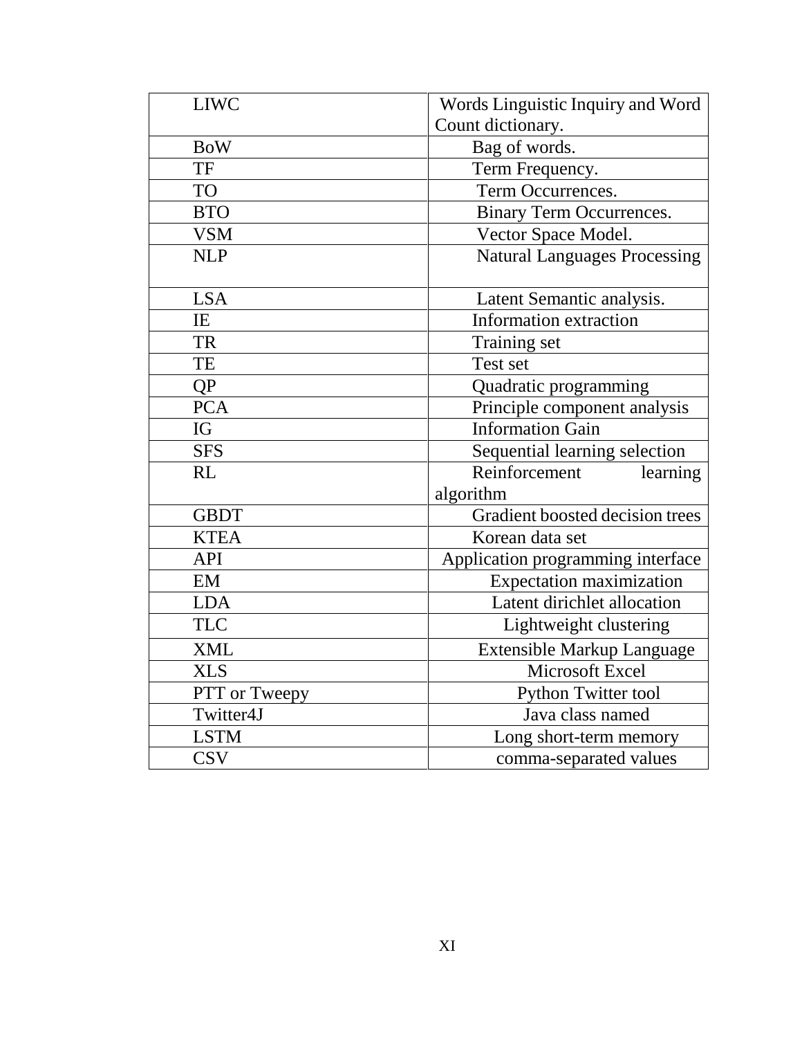| | |
|---|---|
| LIWC | Words Linguistic Inquiry and Word Count dictionary. |
| BoW | Bag of words. |
| TF | Term Frequency. |
| TO | Term Occurrences. |
| BTO | Binary Term Occurrences. |
| VSM | Vector Space Model. |
| NLP | Natural Languages Processing |
| LSA | Latent Semantic analysis. |
| IE | Information extraction |
| TR | Training set |
| TE | Test set |
| QP | Quadratic programming |
| PCA | Principle component analysis |
| IG | Information Gain |
| SFS | Sequential learning selection |
| RL | Reinforcement learning algorithm |
| GBDT | Gradient boosted decision trees |
| KTEA | Korean data set |
| API | Application programming interface |
| EM | Expectation maximization |
| LDA | Latent dirichlet allocation |
| TLC | Lightweight clustering |
| XML | Extensible Markup Language |
| XLS | Microsoft Excel |
| PTT or Tweepy | Python Twitter tool |
| Twitter4J | Java class named |
| LSTM | Long short-term memory |
| CSV | comma-separated values |